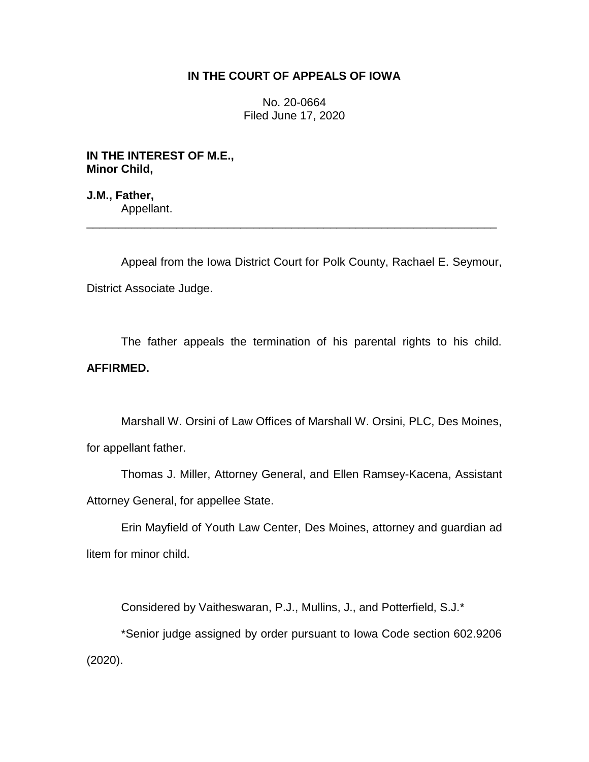**IN THE COURT OF APPEALS OF IOWA**

No. 20-0664
Filed June 17, 2020

**IN THE INTEREST OF M.E., Minor Child,**

**J.M., Father,**
Appellant.

---

Appeal from the Iowa District Court for Polk County, Rachael E. Seymour, District Associate Judge.

The father appeals the termination of his parental rights to his child. **AFFIRMED.**

Marshall W. Orsini of Law Offices of Marshall W. Orsini, PLC, Des Moines, for appellant father.

Thomas J. Miller, Attorney General, and Ellen Ramsey-Kacena, Assistant Attorney General, for appellee State.

Erin Mayfield of Youth Law Center, Des Moines, attorney and guardian ad litem for minor child.

Considered by Vaitheswaran, P.J., Mullins, J., and Potterfield, S.J.*

*Senior judge assigned by order pursuant to Iowa Code section 602.9206 (2020).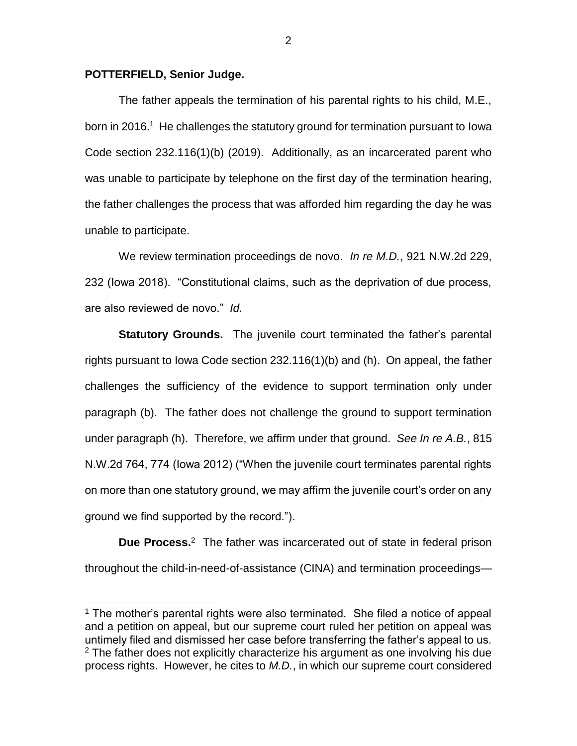**POTTERFIELD, Senior Judge.**

The father appeals the termination of his parental rights to his child, M.E., born in 2016.[1] He challenges the statutory ground for termination pursuant to Iowa Code section 232.116(1)(b) (2019). Additionally, as an incarcerated parent who was unable to participate by telephone on the first day of the termination hearing, the father challenges the process that was afforded him regarding the day he was unable to participate.

We review termination proceedings de novo. *In re M.D.*, 921 N.W.2d 229, 232 (Iowa 2018). "Constitutional claims, such as the deprivation of due process, are also reviewed de novo." *Id.*

**Statutory Grounds.** The juvenile court terminated the father's parental rights pursuant to Iowa Code section 232.116(1)(b) and (h). On appeal, the father challenges the sufficiency of the evidence to support termination only under paragraph (b). The father does not challenge the ground to support termination under paragraph (h). Therefore, we affirm under that ground. *See In re A.B.*, 815 N.W.2d 764, 774 (Iowa 2012) ("When the juvenile court terminates parental rights on more than one statutory ground, we may affirm the juvenile court's order on any ground we find supported by the record.").

**Due Process.**[2] The father was incarcerated out of state in federal prison throughout the child-in-need-of-assistance (CINA) and termination proceedings—

[1] The mother's parental rights were also terminated. She filed a notice of appeal and a petition on appeal, but our supreme court ruled her petition on appeal was untimely filed and dismissed her case before transferring the father's appeal to us.

[2] The father does not explicitly characterize his argument as one involving his due process rights. However, he cites to *M.D.*, in which our supreme court considered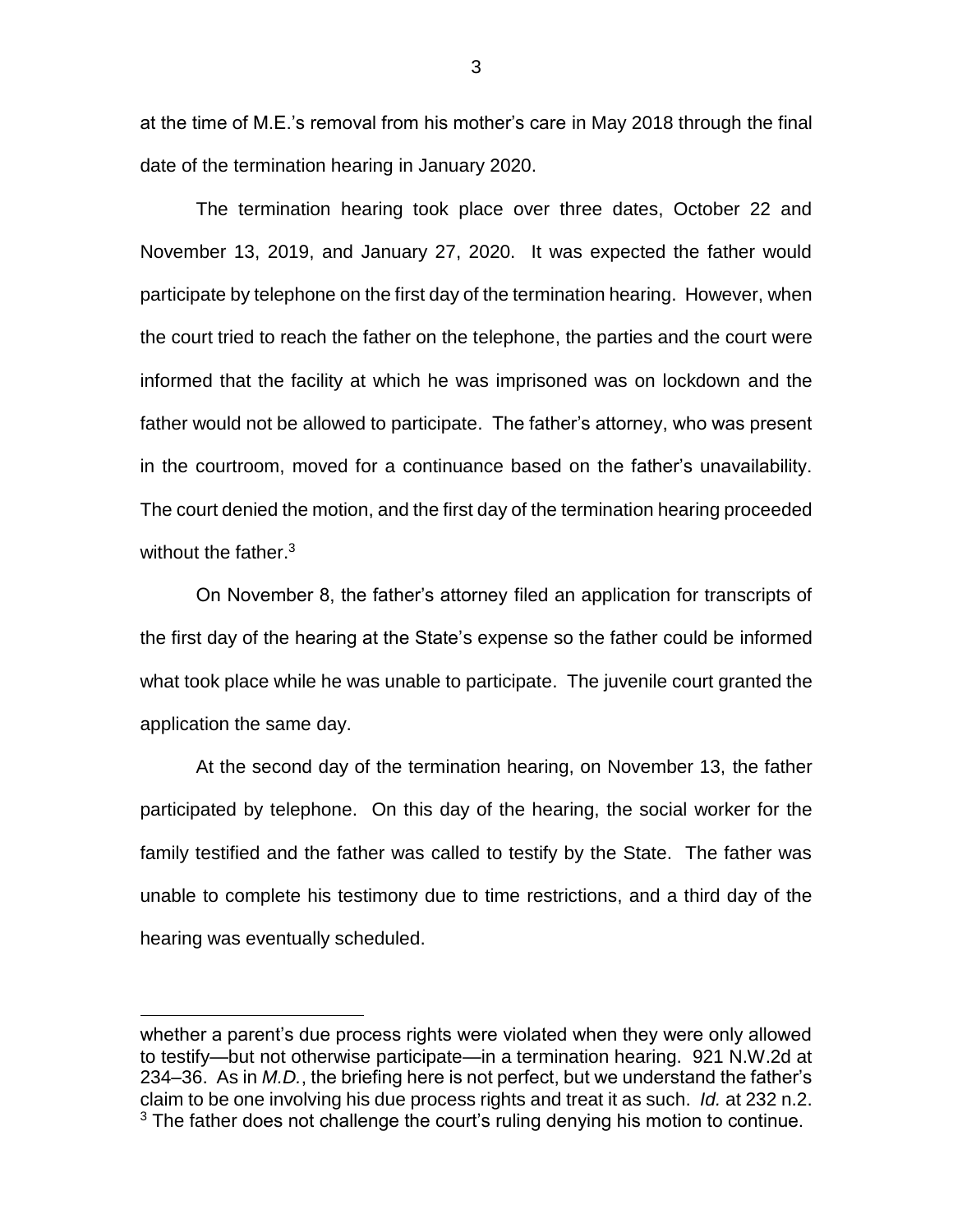at the time of M.E.'s removal from his mother's care in May 2018 through the final date of the termination hearing in January 2020.

The termination hearing took place over three dates, October 22 and November 13, 2019, and January 27, 2020. It was expected the father would participate by telephone on the first day of the termination hearing. However, when the court tried to reach the father on the telephone, the parties and the court were informed that the facility at which he was imprisoned was on lockdown and the father would not be allowed to participate. The father's attorney, who was present in the courtroom, moved for a continuance based on the father's unavailability. The court denied the motion, and the first day of the termination hearing proceeded without the father.[3]

On November 8, the father's attorney filed an application for transcripts of the first day of the hearing at the State's expense so the father could be informed what took place while he was unable to participate. The juvenile court granted the application the same day.

At the second day of the termination hearing, on November 13, the father participated by telephone. On this day of the hearing, the social worker for the family testified and the father was called to testify by the State. The father was unable to complete his testimony due to time restrictions, and a third day of the hearing was eventually scheduled.

---

whether a parent's due process rights were violated when they were only allowed to testify—but not otherwise participate—in a termination hearing. 921 N.W.2d at 234–36. As in *M.D.*, the briefing here is not perfect, but we understand the father's claim to be one involving his due process rights and treat it as such. *Id.* at 232 n.2.

[3] The father does not challenge the court's ruling denying his motion to continue.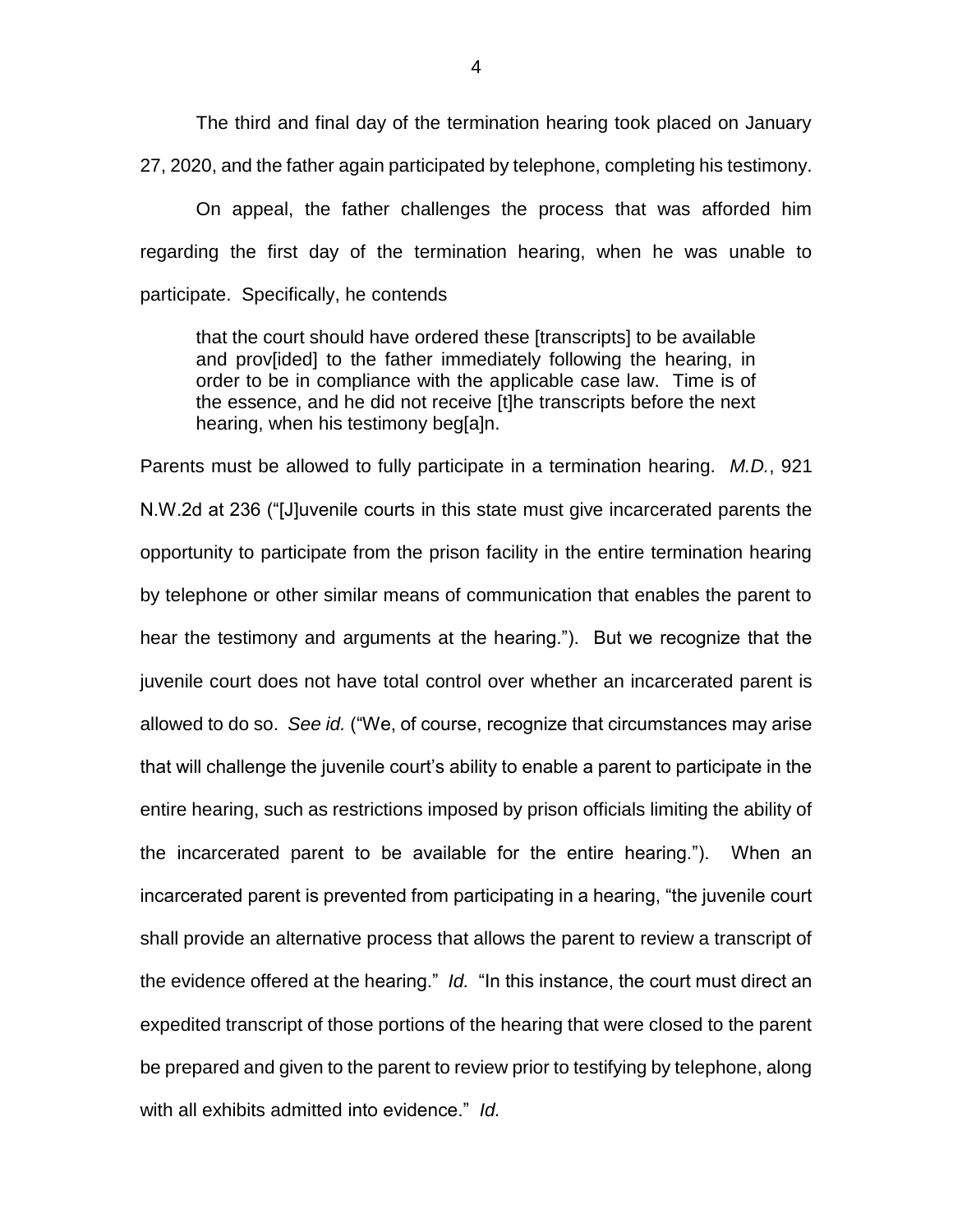The third and final day of the termination hearing took placed on January 27, 2020, and the father again participated by telephone, completing his testimony.

On appeal, the father challenges the process that was afforded him regarding the first day of the termination hearing, when he was unable to participate. Specifically, he contends

> that the court should have ordered these [transcripts] to be available and prov[ided] to the father immediately following the hearing, in order to be in compliance with the applicable case law. Time is of the essence, and he did not receive [t]he transcripts before the next hearing, when his testimony beg[a]n.

Parents must be allowed to fully participate in a termination hearing. *M.D.*, 921 N.W.2d at 236 ("[J]uvenile courts in this state must give incarcerated parents the opportunity to participate from the prison facility in the entire termination hearing by telephone or other similar means of communication that enables the parent to hear the testimony and arguments at the hearing."). But we recognize that the juvenile court does not have total control over whether an incarcerated parent is allowed to do so. *See id.* ("We, of course, recognize that circumstances may arise that will challenge the juvenile court's ability to enable a parent to participate in the entire hearing, such as restrictions imposed by prison officials limiting the ability of the incarcerated parent to be available for the entire hearing."). When an incarcerated parent is prevented from participating in a hearing, "the juvenile court shall provide an alternative process that allows the parent to review a transcript of the evidence offered at the hearing." *Id.* "In this instance, the court must direct an expedited transcript of those portions of the hearing that were closed to the parent be prepared and given to the parent to review prior to testifying by telephone, along with all exhibits admitted into evidence." *Id.*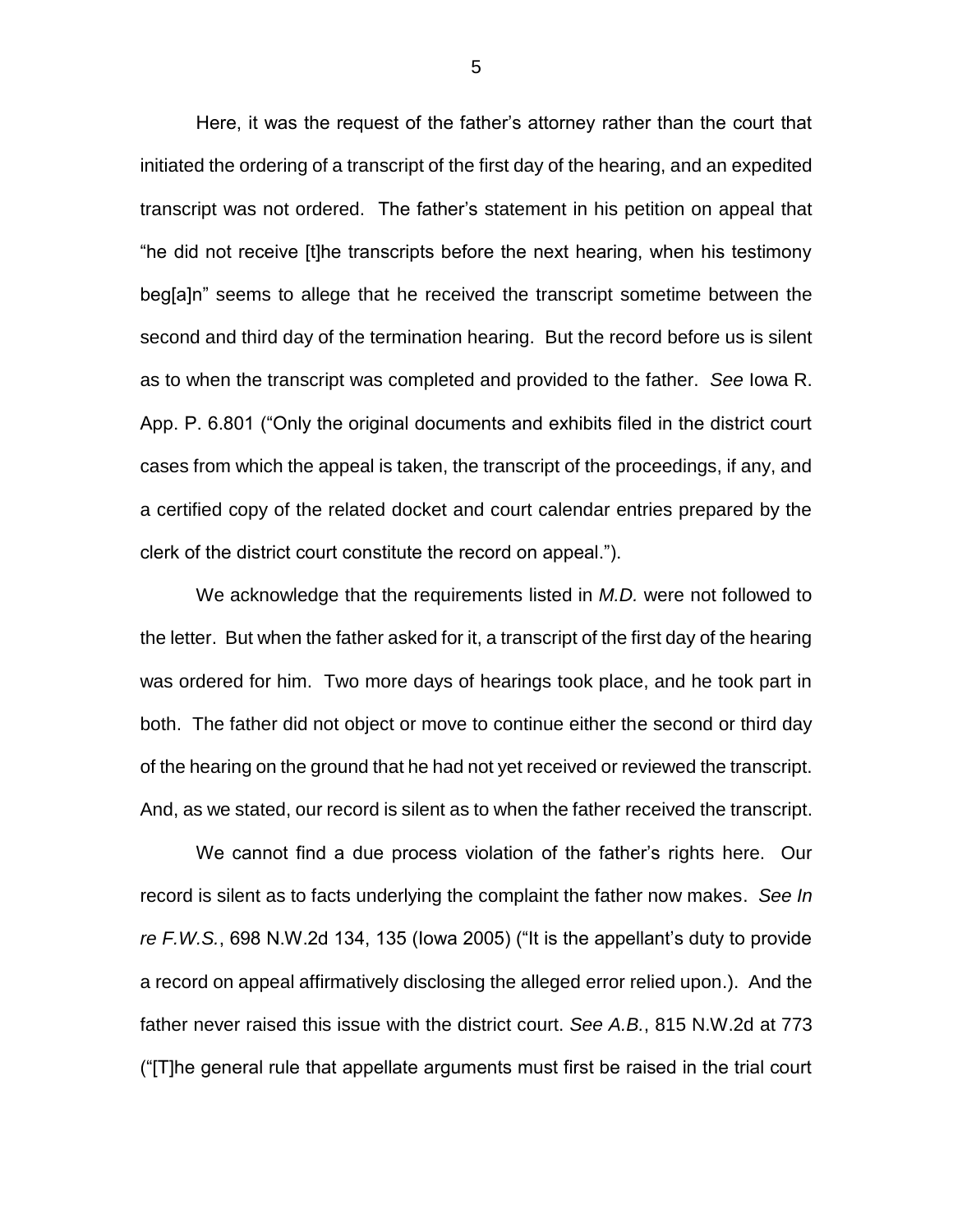Here, it was the request of the father's attorney rather than the court that initiated the ordering of a transcript of the first day of the hearing, and an expedited transcript was not ordered. The father's statement in his petition on appeal that "he did not receive [t]he transcripts before the next hearing, when his testimony beg[a]n" seems to allege that he received the transcript sometime between the second and third day of the termination hearing. But the record before us is silent as to when the transcript was completed and provided to the father. *See* Iowa R. App. P. 6.801 ("Only the original documents and exhibits filed in the district court cases from which the appeal is taken, the transcript of the proceedings, if any, and a certified copy of the related docket and court calendar entries prepared by the clerk of the district court constitute the record on appeal.").

We acknowledge that the requirements listed in *M.D.* were not followed to the letter. But when the father asked for it, a transcript of the first day of the hearing was ordered for him. Two more days of hearings took place, and he took part in both. The father did not object or move to continue either the second or third day of the hearing on the ground that he had not yet received or reviewed the transcript. And, as we stated, our record is silent as to when the father received the transcript.

We cannot find a due process violation of the father's rights here. Our record is silent as to facts underlying the complaint the father now makes. *See In re F.W.S.*, 698 N.W.2d 134, 135 (Iowa 2005) ("It is the appellant's duty to provide a record on appeal affirmatively disclosing the alleged error relied upon.). And the father never raised this issue with the district court. *See A.B.*, 815 N.W.2d at 773 ("[T]he general rule that appellate arguments must first be raised in the trial court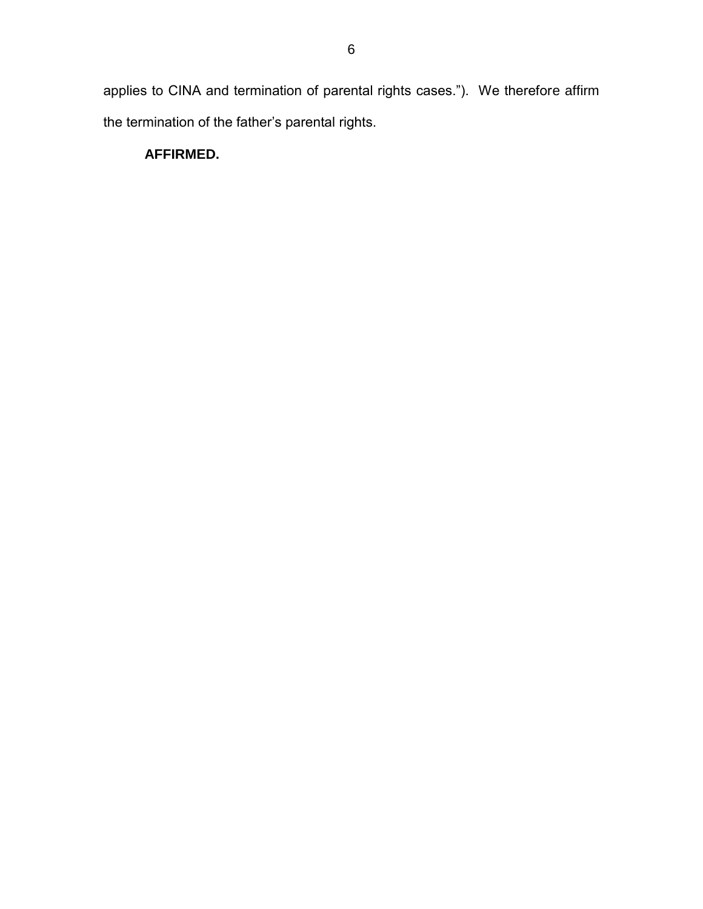applies to CINA and termination of parental rights cases."). We therefore affirm the termination of the father's parental rights.

**AFFIRMED.**